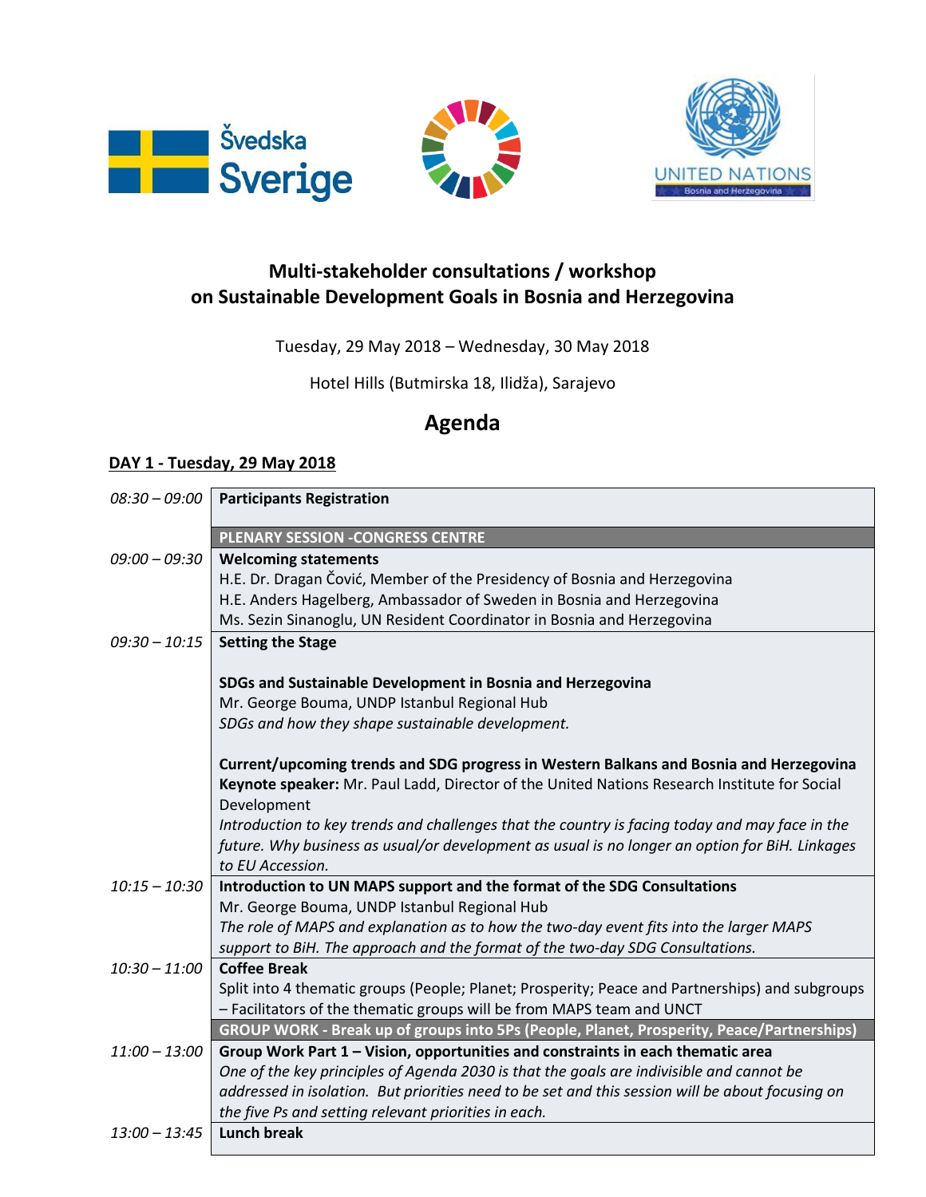Švedska
Sverige

UNITED NATIONS
Bosnia and Herzegovina

## Multi-stakeholder consultations / workshop on Sustainable Development Goals in Bosnia and Herzegovina

Tuesday, 29 May 2018 – Wednesday, 30 May 2018

Hotel Hills (Butmirska 18, Ilidža), Sarajevo

# Agenda

### DAY 1 - Tuesday, 29 May 2018

| Time | Session |
|---|---|
| *08:30 – 09:00* | **Participants Registration** |
| | **PLENARY SESSION -CONGRESS CENTRE** |
| *09:00 – 09:30* | **Welcoming statements**<br>H.E. Dr. Dragan Čović, Member of the Presidency of Bosnia and Herzegovina<br>H.E. Anders Hagelberg, Ambassador of Sweden in Bosnia and Herzegovina<br>Ms. Sezin Sinanoglu, UN Resident Coordinator in Bosnia and Herzegovina |
| *09:30 – 10:15* | **Setting the Stage**<br><br>**SDGs and Sustainable Development in Bosnia and Herzegovina**<br>Mr. George Bouma, UNDP Istanbul Regional Hub<br>*SDGs and how they shape sustainable development.*<br><br>**Current/upcoming trends and SDG progress in Western Balkans and Bosnia and Herzegovina**<br>**Keynote speaker:** Mr. Paul Ladd, Director of the United Nations Research Institute for Social Development<br>*Introduction to key trends and challenges that the country is facing today and may face in the future. Why business as usual/or development as usual is no longer an option for BiH. Linkages to EU Accession.* |
| *10:15 – 10:30* | **Introduction to UN MAPS support and the format of the SDG Consultations**<br>Mr. George Bouma, UNDP Istanbul Regional Hub<br>*The role of MAPS and explanation as to how the two-day event fits into the larger MAPS support to BiH. The approach and the format of the two-day SDG Consultations.* |
| *10:30 – 11:00* | **Coffee Break**<br>Split into 4 thematic groups (People; Planet; Prosperity; Peace and Partnerships) and subgroups – Facilitators of the thematic groups will be from MAPS team and UNCT |
| | **GROUP WORK - Break up of groups into 5Ps (People, Planet, Prosperity, Peace/Partnerships)** |
| *11:00 – 13:00* | **Group Work Part 1 – Vision, opportunities and constraints in each thematic area**<br>*One of the key principles of Agenda 2030 is that the goals are indivisible and cannot be addressed in isolation. But priorities need to be set and this session will be about focusing on the five Ps and setting relevant priorities in each.* |
| *13:00 – 13:45* | **Lunch break** |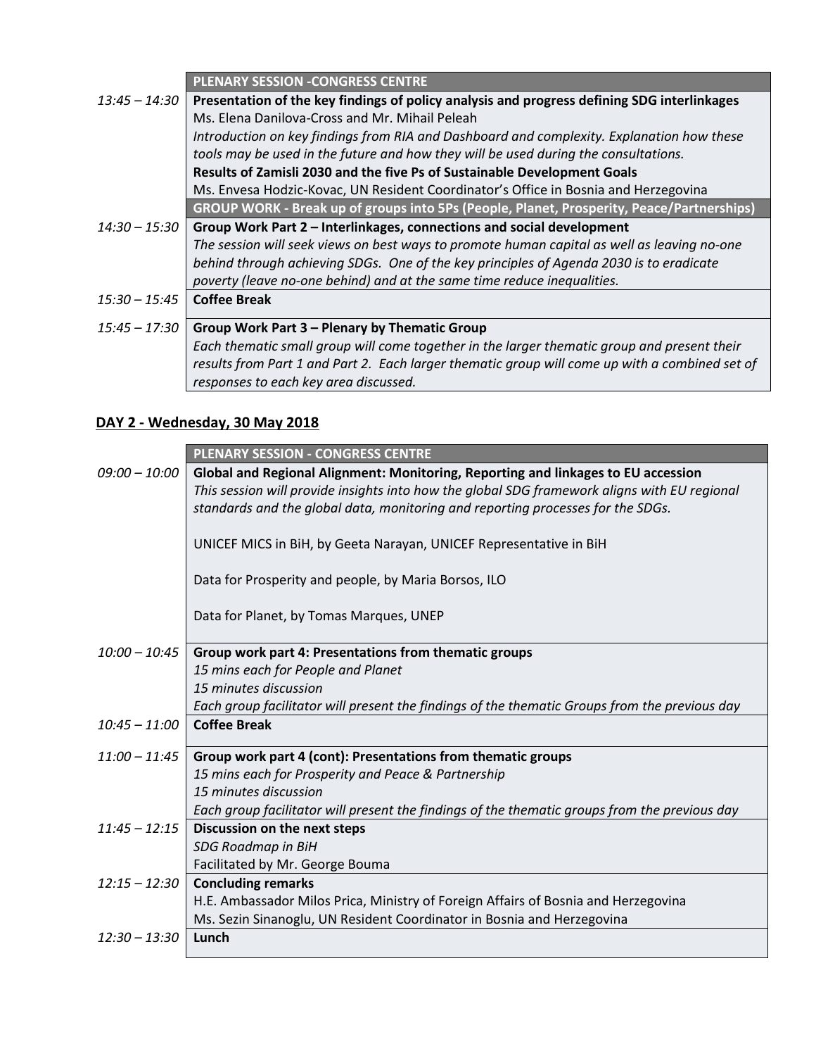| | |
|---|---|
| | **PLENARY SESSION -CONGRESS CENTRE** |
| *13:45 – 14:30* | **Presentation of the key findings of policy analysis and progress defining SDG interlinkages**<br>Ms. Elena Danilova-Cross and Mr. Mihail Peleah<br>*Introduction on key findings from RIA and Dashboard and complexity. Explanation how these tools may be used in the future and how they will be used during the consultations.*<br>**Results of Zamisli 2030 and the five Ps of Sustainable Development Goals**<br>Ms. Envesa Hodzic-Kovac, UN Resident Coordinator's Office in Bosnia and Herzegovina |
| | **GROUP WORK - Break up of groups into 5Ps (People, Planet, Prosperity, Peace/Partnerships)** |
| *14:30 – 15:30* | **Group Work Part 2 – Interlinkages, connections and social development**<br>*The session will seek views on best ways to promote human capital as well as leaving no-one behind through achieving SDGs. One of the key principles of Agenda 2030 is to eradicate poverty (leave no-one behind) and at the same time reduce inequalities.* |
| *15:30 – 15:45* | **Coffee Break** |
| *15:45 – 17:30* | **Group Work Part 3 – Plenary by Thematic Group**<br>*Each thematic small group will come together in the larger thematic group and present their results from Part 1 and Part 2. Each larger thematic group will come up with a combined set of responses to each key area discussed.* |

## DAY 2 - Wednesday, 30 May 2018

| | |
|---|---|
| | **PLENARY SESSION - CONGRESS CENTRE** |
| *09:00 – 10:00* | **Global and Regional Alignment: Monitoring, Reporting and linkages to EU accession**<br>*This session will provide insights into how the global SDG framework aligns with EU regional standards and the global data, monitoring and reporting processes for the SDGs.*<br><br>UNICEF MICS in BiH, by Geeta Narayan, UNICEF Representative in BiH<br><br>Data for Prosperity and people, by Maria Borsos, ILO<br><br>Data for Planet, by Tomas Marques, UNEP |
| *10:00 – 10:45* | **Group work part 4: Presentations from thematic groups**<br>*15 mins each for People and Planet*<br>*15 minutes discussion*<br>*Each group facilitator will present the findings of the thematic Groups from the previous day* |
| *10:45 – 11:00* | **Coffee Break** |
| *11:00 – 11:45* | **Group work part 4 (cont): Presentations from thematic groups**<br>*15 mins each for Prosperity and Peace & Partnership*<br>*15 minutes discussion*<br>*Each group facilitator will present the findings of the thematic groups from the previous day* |
| *11:45 – 12:15* | **Discussion on the next steps**<br>*SDG Roadmap in BiH*<br>Facilitated by Mr. George Bouma |
| *12:15 – 12:30* | **Concluding remarks**<br>H.E. Ambassador Milos Prica, Ministry of Foreign Affairs of Bosnia and Herzegovina<br>Ms. Sezin Sinanoglu, UN Resident Coordinator in Bosnia and Herzegovina |
| *12:30 – 13:30* | **Lunch** |